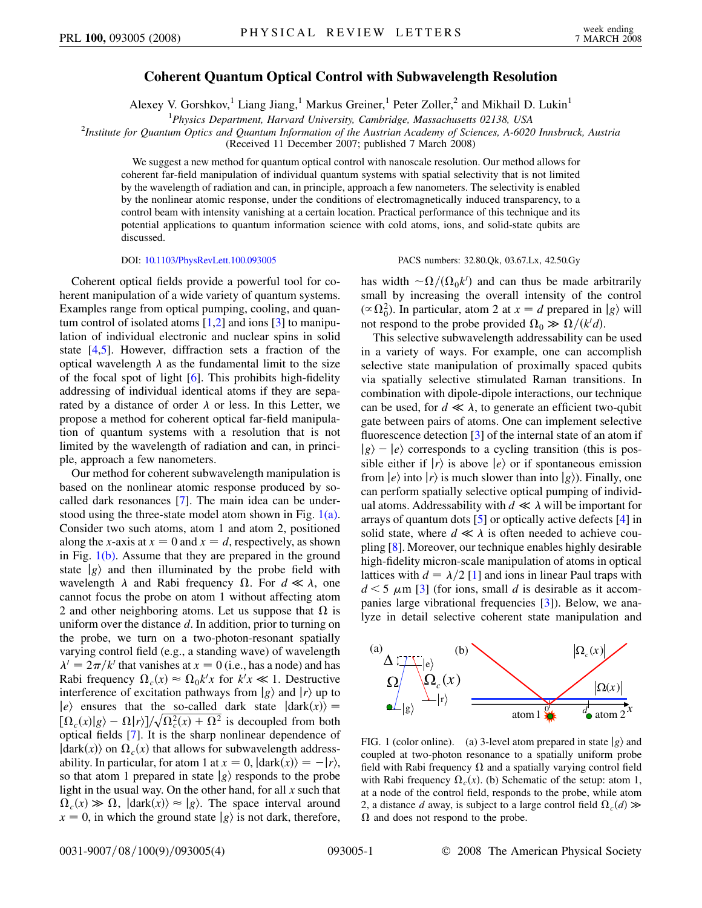# Coherent Quantum Optical Control with Subwavelength Resolution

Alexey V. Gorshkov,[1] Liang Jiang,[1] Markus Greiner,[1] Peter Zoller,[2] and Mikhail D. Lukin[1]

[1]*Physics Department, Harvard University, Cambridge, Massachusetts 02138, USA*
[2]*Institute for Quantum Optics and Quantum Information of the Austrian Academy of Sciences, A-6020 Innsbruck, Austria*
(Received 11 December 2007; published 7 March 2008)

We suggest a new method for quantum optical control with nanoscale resolution. Our method allows for coherent far-field manipulation of individual quantum systems with spatial selectivity that is not limited by the wavelength of radiation and can, in principle, approach a few nanometers. The selectivity is enabled by the nonlinear atomic response, under the conditions of electromagnetically induced transparency, to a control beam with intensity vanishing at a certain location. Practical performance of this technique and its potential applications to quantum information science with cold atoms, ions, and solid-state qubits are discussed.

DOI: 10.1103/PhysRevLett.100.093005 PACS numbers: 32.80.Qk, 03.67.Lx, 42.50.Gy

Coherent optical fields provide a powerful tool for coherent manipulation of a wide variety of quantum systems. Examples range from optical pumping, cooling, and quantum control of isolated atoms [1,2] and ions [3] to manipulation of individual electronic and nuclear spins in solid state [4,5]. However, diffraction sets a fraction of the optical wavelength $\lambda$ as the fundamental limit to the size of the focal spot of light [6]. This prohibits high-fidelity addressing of individual identical atoms if they are separated by a distance of order $\lambda$ or less. In this Letter, we propose a method for coherent optical far-field manipulation of quantum systems with a resolution that is not limited by the wavelength of radiation and can, in principle, approach a few nanometers.

Our method for coherent subwavelength manipulation is based on the nonlinear atomic response produced by so-called dark resonances [7]. The main idea can be understood using the three-state model atom shown in Fig. 1(a). Consider two such atoms, atom 1 and atom 2, positioned along the $x$-axis at $x = 0$ and $x = d$, respectively, as shown in Fig. 1(b). Assume that they are prepared in the ground state $|g\rangle$ and then illuminated by the probe field with wavelength $\lambda$ and Rabi frequency $\Omega$. For $d \ll \lambda$, one cannot focus the probe on atom 1 without affecting atom 2 and other neighboring atoms. Let us suppose that $\Omega$ is uniform over the distance $d$. In addition, prior to turning on the probe, we turn on a two-photon-resonant spatially varying control field (e.g., a standing wave) of wavelength $\lambda' = 2\pi/k'$ that vanishes at $x = 0$ (i.e., has a node) and has Rabi frequency $\Omega_c(x) \approx \Omega_0 k' x$ for $k'x \ll 1$. Destructive interference of excitation pathways from $|g\rangle$ and $|r\rangle$ up to $|e\rangle$ ensures that the so-called dark state $|\text{dark}(x)\rangle = [\Omega_c(x)|g\rangle - \Omega|r\rangle]/\sqrt{\Omega_c^2(x) + \Omega^2}$ is decoupled from both optical fields [7]. It is the sharp nonlinear dependence of $|\text{dark}(x)\rangle$ on $\Omega_c(x)$ that allows for subwavelength addressability. In particular, for atom 1 at $x = 0$, $|\text{dark}(x)\rangle = -|r\rangle$, so that atom 1 prepared in state $|g\rangle$ responds to the probe light in the usual way. On the other hand, for all $x$ such that $\Omega_c(x) \gg \Omega$, $|\text{dark}(x)\rangle \approx |g\rangle$. The space interval around $x = 0$, in which the ground state $|g\rangle$ is not dark, therefore, has width $\sim\Omega/(\Omega_0 k')$ and can thus be made arbitrarily small by increasing the overall intensity of the control ($\propto \Omega_0^2$). In particular, atom 2 at $x = d$ prepared in $|g\rangle$ will not respond to the probe provided $\Omega_0 \gg \Omega/(k'd)$.

This selective subwavelength addressability can be used in a variety of ways. For example, one can accomplish selective state manipulation of proximally spaced qubits via spatially selective stimulated Raman transitions. In combination with dipole-dipole interactions, our technique can be used, for $d \ll \lambda$, to generate an efficient two-qubit gate between pairs of atoms. One can implement selective fluorescence detection [3] of the internal state of an atom if $|g\rangle - |e\rangle$ corresponds to a cycling transition (this is possible either if $|r\rangle$ is above $|e\rangle$ or if spontaneous emission from $|e\rangle$ into $|r\rangle$ is much slower than into $|g\rangle$). Finally, one can perform spatially selective optical pumping of individual atoms. Addressability with $d \ll \lambda$ will be important for arrays of quantum dots [5] or optically active defects [4] in solid state, where $d \ll \lambda$ is often needed to achieve coupling [8]. Moreover, our technique enables highly desirable high-fidelity micron-scale manipulation of atoms in optical lattices with $d = \lambda/2$ [1] and ions in linear Paul traps with $d < 5\ \mu$m [3] (for ions, small $d$ is desirable as it accompanies large vibrational frequencies [3]). Below, we analyze in detail selective coherent state manipulation and

FIG. 1 (color online). (a) 3-level atom prepared in state $|g\rangle$ and coupled at two-photon resonance to a spatially uniform probe field with Rabi frequency $\Omega$ and a spatially varying control field with Rabi frequency $\Omega_c(x)$. (b) Schematic of the setup: atom 1, at a node of the control field, responds to the probe, while atom 2, a distance $d$ away, is subject to a large control field $\Omega_c(d) \gg \Omega$ and does not respond to the probe.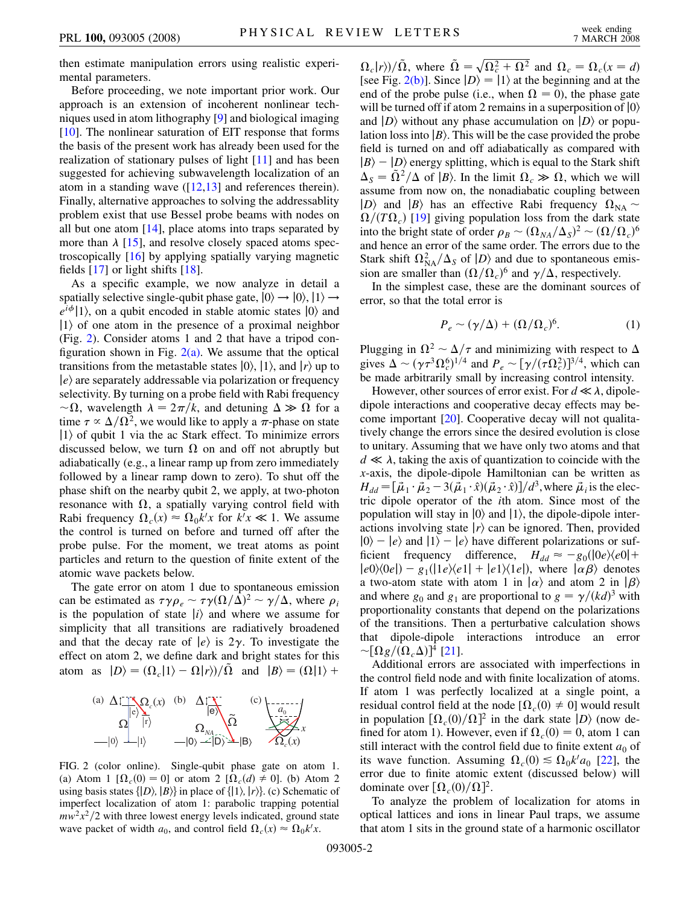then estimate manipulation errors using realistic experimental parameters.

Before proceeding, we note important prior work. Our approach is an extension of incoherent nonlinear techniques used in atom lithography [9] and biological imaging [10]. The nonlinear saturation of EIT response that forms the basis of the present work has already been used for the realization of stationary pulses of light [11] and has been suggested for achieving subwavelength localization of an atom in a standing wave ([12,13] and references therein). Finally, alternative approaches to solving the addressablity problem exist that use Bessel probe beams with nodes on all but one atom [14], place atoms into traps separated by more than $\lambda$ [15], and resolve closely spaced atoms spectroscopically [16] by applying spatially varying magnetic fields [17] or light shifts [18].

As a specific example, we now analyze in detail a spatially selective single-qubit phase gate, $|0\rangle \rightarrow |0\rangle$, $|1\rangle \rightarrow e^{i\phi}|1\rangle$, on a qubit encoded in stable atomic states $|0\rangle$ and $|1\rangle$ of one atom in the presence of a proximal neighbor (Fig. 2). Consider atoms 1 and 2 that have a tripod configuration shown in Fig. 2(a). We assume that the optical transitions from the metastable states $|0\rangle$, $|1\rangle$, and $|r\rangle$ up to $|e\rangle$ are separately addressable via polarization or frequency selectivity. By turning on a probe field with Rabi frequency $\sim\Omega$, wavelength $\lambda = 2\pi/k$, and detuning $\Delta \gg \Omega$ for a time $\tau \propto \Delta/\Omega^2$, we would like to apply a $\pi$-phase on state $|1\rangle$ of qubit 1 via the ac Stark effect. To minimize errors discussed below, we turn $\Omega$ on and off not abruptly but adiabatically (e.g., a linear ramp up from zero immediately followed by a linear ramp down to zero). To shut off the phase shift on the nearby qubit 2, we apply, at two-photon resonance with $\Omega$, a spatially varying control field with Rabi frequency $\Omega_c(x) \approx \Omega_0 k' x$ for $k' x \ll 1$. We assume the control is turned on before and turned off after the probe pulse. For the moment, we treat atoms as point particles and return to the question of finite extent of the atomic wave packets below.

The gate error on atom 1 due to spontaneous emission can be estimated as $\tau\gamma\rho_e \sim \tau\gamma(\Omega/\Delta)^2 \sim \gamma/\Delta$, where $\rho_i$ is the population of state $|i\rangle$ and where we assume for simplicity that all transitions are radiatively broadened and that the decay rate of $|e\rangle$ is $2\gamma$. To investigate the effect on atom 2, we define dark and bright states for this atom as $|D\rangle = (\Omega_c|1\rangle - \Omega|r\rangle)/\tilde{\Omega}$ and $|B\rangle = (\Omega|1\rangle + \Omega_c|r\rangle)/\tilde{\Omega}$, where $\tilde{\Omega} = \sqrt{\Omega_c^2 + \Omega^2}$ and $\Omega_c = \Omega_c(x = d)$ [see Fig. 2(b)]. Since $|D\rangle = |1\rangle$ at the beginning and at the end of the probe pulse (i.e., when $\Omega = 0$), the phase gate will be turned off if atom 2 remains in a superposition of $|0\rangle$ and $|D\rangle$ without any phase accumulation on $|D\rangle$ or population loss into $|B\rangle$. This will be the case provided the probe field is turned on and off adiabatically as compared with $|B\rangle - |D\rangle$ energy splitting, which is equal to the Stark shift $\Delta_S = \tilde{\Omega}^2/\Delta$ of $|B\rangle$. In the limit $\Omega_c \gg \Omega$, which we will assume from now on, the nonadiabatic coupling between $|D\rangle$ and $|B\rangle$ has an effective Rabi frequency $\Omega_{\mathrm{NA}} \sim \Omega/(T\Omega_c)$ [19] giving population loss from the dark state into the bright state of order $\rho_B \sim (\Omega_{NA}/\Delta_S)^2 \sim (\Omega/\Omega_c)^6$ and hence an error of the same order. The errors due to the Stark shift $\Omega_{\mathrm{NA}}^2/\Delta_S$ of $|D\rangle$ and due to spontaneous emission are smaller than $(\Omega/\Omega_c)^6$ and $\gamma/\Delta$, respectively.

In the simplest case, these are the dominant sources of error, so that the total error is

$$P_e \sim (\gamma/\Delta) + (\Omega/\Omega_c)^6. \tag{1}$$

Plugging in $\Omega^2 \sim \Delta/\tau$ and minimizing with respect to $\Delta$ gives $\Delta \sim (\gamma\tau^3\Omega_c^6)^{1/4}$ and $P_e \sim [\gamma/(\tau\Omega_c^2)]^{3/4}$, which can be made arbitrarily small by increasing control intensity.

However, other sources of error exist. For $d \ll \lambda$, dipole-dipole interactions and cooperative decay effects may become important [20]. Cooperative decay will not qualitatively change the errors since the desired evolution is close to unitary. Assuming that we have only two atoms and that $d \ll \lambda$, taking the axis of quantization to coincide with the $x$-axis, the dipole-dipole Hamiltonian can be written as $H_{dd} = [\vec{\mu}_1 \cdot \vec{\mu}_2 - 3(\vec{\mu}_1 \cdot \hat{x})(\vec{\mu}_2 \cdot \hat{x})]/d^3$, where $\vec{\mu}_i$ is the electric dipole operator of the $i$th atom. Since most of the population will stay in $|0\rangle$ and $|1\rangle$, the dipole-dipole interactions involving state $|r\rangle$ can be ignored. Then, provided $|0\rangle - |e\rangle$ and $|1\rangle - |e\rangle$ have different polarizations or sufficient frequency difference, $H_{dd} \approx -g_0(|0e\rangle\langle e0| + |e0\rangle\langle 0e|) - g_1(|1e\rangle\langle e1| + |e1\rangle\langle 1e|)$, where $|\alpha\beta\rangle$ denotes a two-atom state with atom 1 in $|\alpha\rangle$ and atom 2 in $|\beta\rangle$ and where $g_0$ and $g_1$ are proportional to $g = \gamma/(kd)^3$ with proportionality constants that depend on the polarizations of the transitions. Then a perturbative calculation shows that dipole-dipole interactions introduce an error $\sim[\Omega g/(\Omega_c\Delta)]^4$ [21].

Additional errors are associated with imperfections in the control field node and with finite localization of atoms. If atom 1 was perfectly localized at a single point, a residual control field at the node $[\Omega_c(0) \neq 0]$ would result in population $[\Omega_c(0)/\Omega]^2$ in the dark state $|D\rangle$ (now defined for atom 1). However, even if $\Omega_c(0) = 0$, atom 1 can still interact with the control field due to finite extent $a_0$ of its wave function. Assuming $\Omega_c(0) \lesssim \Omega_0 k' a_0$ [22], the error due to finite atomic extent (discussed below) will dominate over $[\Omega_c(0)/\Omega]^2$.

To analyze the problem of localization for atoms in optical lattices and ions in linear Paul traps, we assume that atom 1 sits in the ground state of a harmonic oscillator

FIG. 2 (color online). Single-qubit phase gate on atom 1. (a) Atom 1 $[\Omega_c(0) = 0]$ or atom 2 $[\Omega_c(d) \neq 0]$. (b) Atom 2 using basis states $\{|D\rangle, |B\rangle\}$ in place of $\{|1\rangle, |r\rangle\}$. (c) Schematic of imperfect localization of atom 1: parabolic trapping potential $mw^2x^2/2$ with three lowest energy levels indicated, ground state wave packet of width $a_0$, and control field $\Omega_c(x) \approx \Omega_0 k' x$.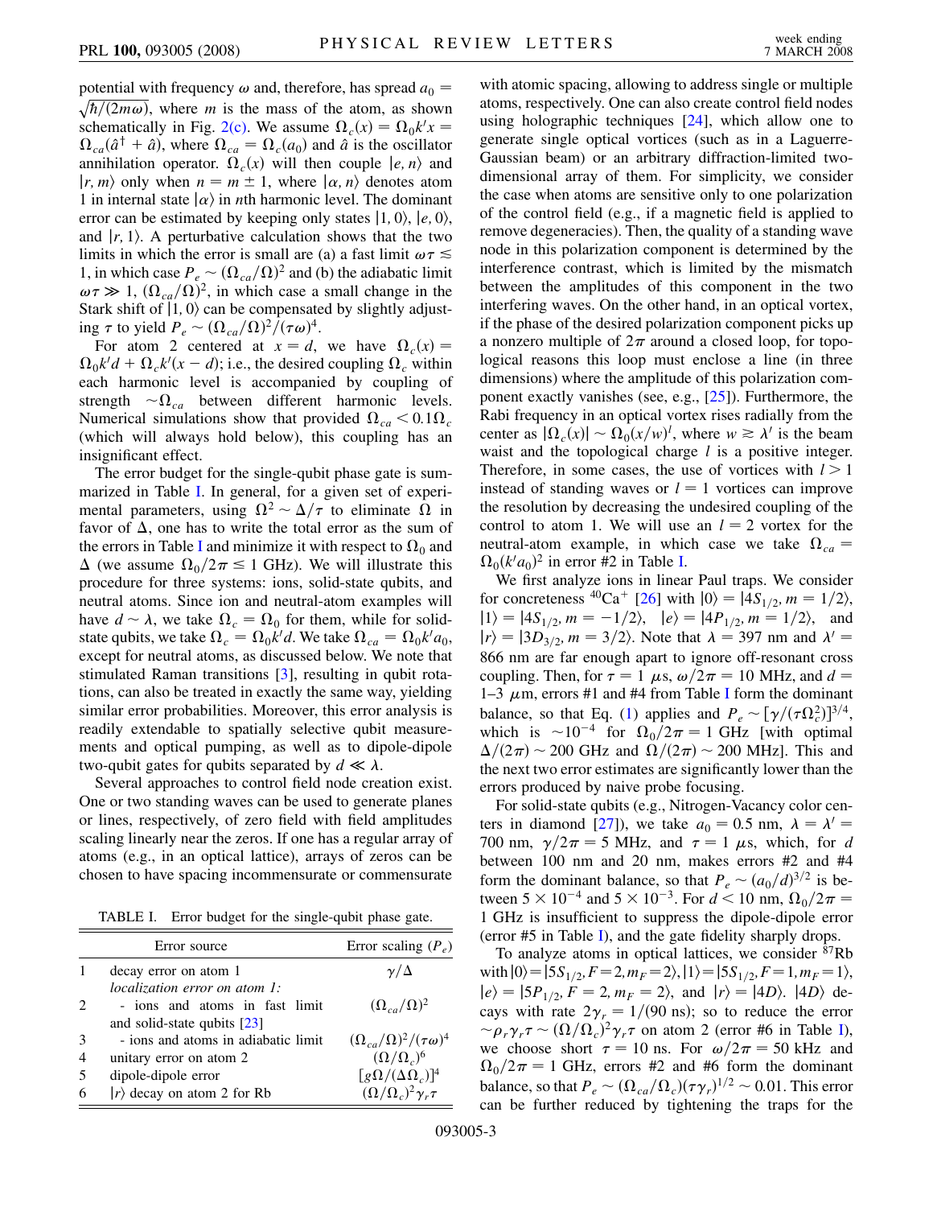potential with frequency $\omega$ and, therefore, has spread $a_0 = \sqrt{\hbar/(2m\omega)}$, where $m$ is the mass of the atom, as shown schematically in Fig. 2(c). We assume $\Omega_c(x) = \Omega_0 k' x = \Omega_{ca}(\hat{a}^\dagger + \hat{a})$, where $\Omega_{ca} = \Omega_c(a_0)$ and $\hat{a}$ is the oscillator annihilation operator. $\Omega_c(x)$ will then couple $|e, n\rangle$ and $|r, m\rangle$ only when $n = m \pm 1$, where $|\alpha, n\rangle$ denotes atom 1 in internal state $|\alpha\rangle$ in $n$th harmonic level. The dominant error can be estimated by keeping only states $|1, 0\rangle$, $|e, 0\rangle$, and $|r, 1\rangle$. A perturbative calculation shows that the two limits in which the error is small are (a) a fast limit $\omega\tau \lesssim 1$, in which case $P_e \sim (\Omega_{ca}/\Omega)^2$ and (b) the adiabatic limit $\omega\tau \gg 1$, $(\Omega_{ca}/\Omega)^2$, in which case a small change in the Stark shift of $|1, 0\rangle$ can be compensated by slightly adjusting $\tau$ to yield $P_e \sim (\Omega_{ca}/\Omega)^2/(\tau\omega)^4$.

For atom 2 centered at $x = d$, we have $\Omega_c(x) = \Omega_0 k' d + \Omega_c k'(x - d)$; i.e., the desired coupling $\Omega_c$ within each harmonic level is accompanied by coupling of strength $\sim\Omega_{ca}$ between different harmonic levels. Numerical simulations show that provided $\Omega_{ca} < 0.1\Omega_c$ (which will always hold below), this coupling has an insignificant effect.

The error budget for the single-qubit phase gate is summarized in Table I. In general, for a given set of experimental parameters, using $\Omega^2 \sim \Delta/\tau$ to eliminate $\Omega$ in favor of $\Delta$, one has to write the total error as the sum of the errors in Table I and minimize it with respect to $\Omega_0$ and $\Delta$ (we assume $\Omega_0/2\pi \leq 1$ GHz). We will illustrate this procedure for three systems: ions, solid-state qubits, and neutral atoms. Since ion and neutral-atom examples will have $d \sim \lambda$, we take $\Omega_c = \Omega_0$ for them, while for solid-state qubits, we take $\Omega_c = \Omega_0 k' d$. We take $\Omega_{ca} = \Omega_0 k' a_0$, except for neutral atoms, as discussed below. We note that stimulated Raman transitions [3], resulting in qubit rotations, can also be treated in exactly the same way, yielding similar error probabilities. Moreover, this error analysis is readily extendable to spatially selective qubit measurements and optical pumping, as well as to dipole-dipole two-qubit gates for qubits separated by $d \ll \lambda$.

Several approaches to control field node creation exist. One or two standing waves can be used to generate planes or lines, respectively, of zero field with field amplitudes scaling linearly near the zeros. If one has a regular array of atoms (e.g., in an optical lattice), arrays of zeros can be chosen to have spacing incommensurate or commensurate

TABLE I. Error budget for the single-qubit phase gate.

| | Error source | Error scaling ($P_e$) |
|---|---|---|
| 1 | decay error on atom 1 | $\gamma/\Delta$ |
| | *localization error on atom 1:* | |
| 2 | - ions and atoms in fast limit and solid-state qubits [23] | $(\Omega_{ca}/\Omega)^2$ |
| 3 | - ions and atoms in adiabatic limit | $(\Omega_{ca}/\Omega)^2/(\tau\omega)^4$ |
| 4 | unitary error on atom 2 | $(\Omega/\Omega_c)^6$ |
| 5 | dipole-dipole error | $[g\Omega/(\Delta\Omega_c)]^4$ |
| 6 | $\lvert r\rangle$ decay on atom 2 for Rb | $(\Omega/\Omega_c)^2\gamma_r\tau$ |

with atomic spacing, allowing to address single or multiple atoms, respectively. One can also create control field nodes using holographic techniques [24], which allow one to generate single optical vortices (such as in a Laguerre-Gaussian beam) or an arbitrary diffraction-limited two-dimensional array of them. For simplicity, we consider the case when atoms are sensitive only to one polarization of the control field (e.g., if a magnetic field is applied to remove degeneracies). Then, the quality of a standing wave node in this polarization component is determined by the interference contrast, which is limited by the mismatch between the amplitudes of this component in the two interfering waves. On the other hand, in an optical vortex, if the phase of the desired polarization component picks up a nonzero multiple of $2\pi$ around a closed loop, for topological reasons this loop must enclose a line (in three dimensions) where the amplitude of this polarization component exactly vanishes (see, e.g., [25]). Furthermore, the Rabi frequency in an optical vortex rises radially from the center as $|\Omega_c(x)| \sim \Omega_0(x/w)^l$, where $w \gtrsim \lambda'$ is the beam waist and the topological charge $l$ is a positive integer. Therefore, in some cases, the use of vortices with $l > 1$ instead of standing waves or $l = 1$ vortices can improve the resolution by decreasing the undesired coupling of the control to atom 1. We will use an $l = 2$ vortex for the neutral-atom example, in which case we take $\Omega_{ca} = \Omega_0(k' a_0)^2$ in error #2 in Table I.

We first analyze ions in linear Paul traps. We consider for concreteness $^{40}Ca^+$ [26] with $|0\rangle = |4S_{1/2}, m = 1/2\rangle$, $|1\rangle = |4S_{1/2}, m = -1/2\rangle$, $|e\rangle = |4P_{1/2}, m = 1/2\rangle$, and $|r\rangle = |3D_{3/2}, m = 3/2\rangle$. Note that $\lambda = 397$ nm and $\lambda' = 866$ nm are far enough apart to ignore off-resonant cross coupling. Then, for $\tau = 1$ $\mu$s, $\omega/2\pi = 10$ MHz, and $d = 1$–$3$ $\mu$m, errors #1 and #4 from Table I form the dominant balance, so that Eq. (1) applies and $P_e \sim [\gamma/(\tau\Omega_c^2)]^{3/4}$, which is $\sim 10^{-4}$ for $\Omega_0/2\pi = 1$ GHz [with optimal $\Delta/(2\pi) \sim 200$ GHz and $\Omega/(2\pi) \sim 200$ MHz]. This and the next two error estimates are significantly lower than the errors produced by naive probe focusing.

For solid-state qubits (e.g., Nitrogen-Vacancy color centers in diamond [27]), we take $a_0 = 0.5$ nm, $\lambda = \lambda' = 700$ nm, $\gamma/2\pi = 5$ MHz, and $\tau = 1$ $\mu$s, which, for $d$ between 100 nm and 20 nm, makes errors #2 and #4 form the dominant balance, so that $P_e \sim (a_0/d)^{3/2}$ is between $5 \times 10^{-4}$ and $5 \times 10^{-3}$. For $d < 10$ nm, $\Omega_0/2\pi = 1$ GHz is insufficient to suppress the dipole-dipole error (error #5 in Table I), and the gate fidelity sharply drops.

To analyze atoms in optical lattices, we consider $^{87}$Rb with $|0\rangle = |5S_{1/2}, F = 2, m_F = 2\rangle$, $|1\rangle = |5S_{1/2}, F = 1, m_F = 1\rangle$, $|e\rangle = |5P_{1/2}, F = 2, m_F = 2\rangle$, and $|r\rangle = |4D\rangle$. $|4D\rangle$ decays with rate $2\gamma_r = 1/(90$ ns); so to reduce the error $\sim\rho_r\gamma_r\tau \sim (\Omega/\Omega_c)^2\gamma_r\tau$ on atom 2 (error #6 in Table I), we choose short $\tau = 10$ ns. For $\omega/2\pi = 50$ kHz and $\Omega_0/2\pi = 1$ GHz, errors #2 and #6 form the dominant balance, so that $P_e \sim (\Omega_{ca}/\Omega_c)(\tau\gamma_r)^{1/2} \sim 0.01$. This error can be further reduced by tightening the traps for the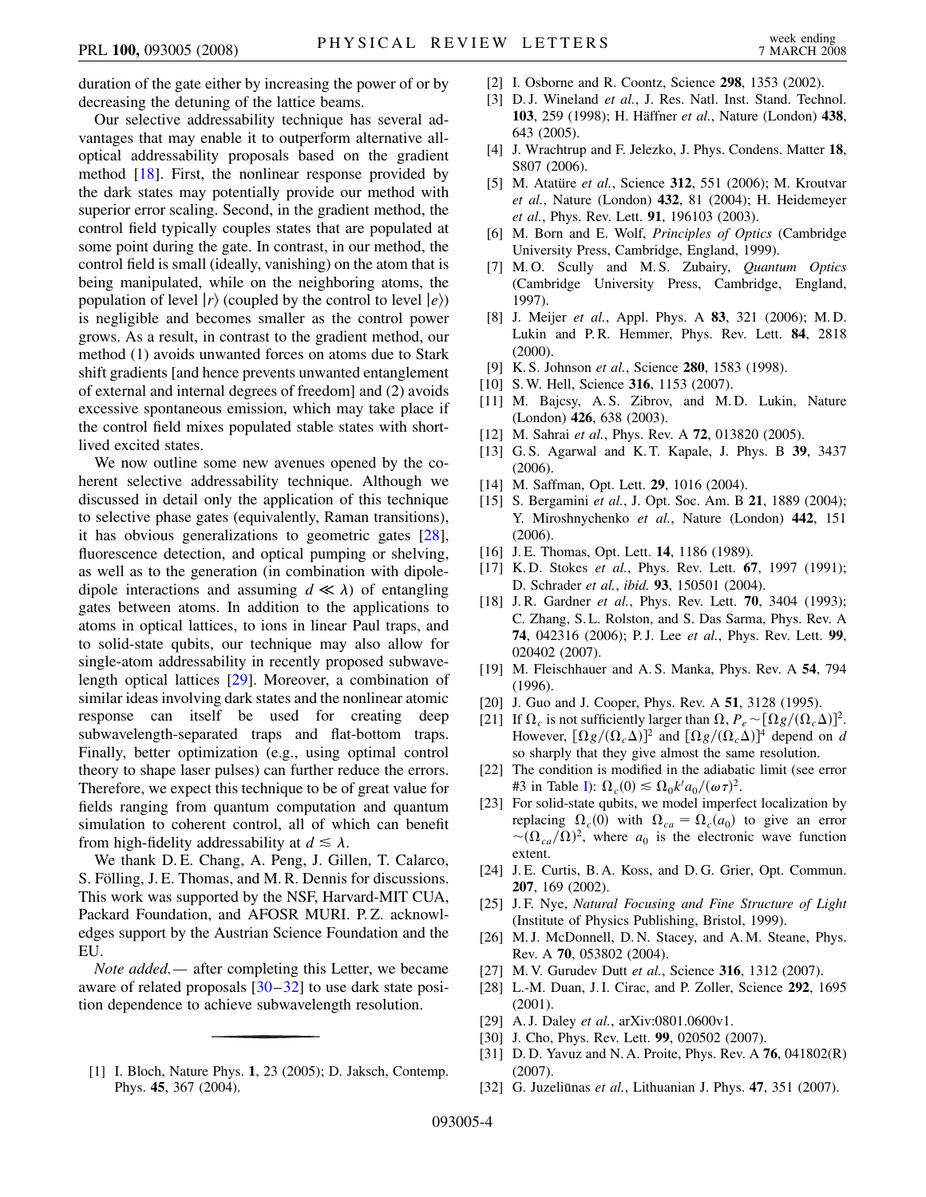duration of the gate either by increasing the power of or by decreasing the detuning of the lattice beams.

Our selective addressability technique has several advantages that may enable it to outperform alternative all-optical addressability proposals based on the gradient method [18]. First, the nonlinear response provided by the dark states may potentially provide our method with superior error scaling. Second, in the gradient method, the control field typically couples states that are populated at some point during the gate. In contrast, in our method, the control field is small (ideally, vanishing) on the atom that is being manipulated, while on the neighboring atoms, the population of level $|r\rangle$ (coupled by the control to level $|e\rangle$) is negligible and becomes smaller as the control power grows. As a result, in contrast to the gradient method, our method (1) avoids unwanted forces on atoms due to Stark shift gradients [and hence prevents unwanted entanglement of external and internal degrees of freedom] and (2) avoids excessive spontaneous emission, which may take place if the control field mixes populated stable states with short-lived excited states.

We now outline some new avenues opened by the coherent selective addressability technique. Although we discussed in detail only the application of this technique to selective phase gates (equivalently, Raman transitions), it has obvious generalizations to geometric gates [28], fluorescence detection, and optical pumping or shelving, as well as to the generation (in combination with dipole-dipole interactions and assuming $d \ll \lambda$) of entangling gates between atoms. In addition to the applications to atoms in optical lattices, to ions in linear Paul traps, and to solid-state qubits, our technique may also allow for single-atom addressability in recently proposed subwavelength optical lattices [29]. Moreover, a combination of similar ideas involving dark states and the nonlinear atomic response can itself be used for creating deep subwavelength-separated traps and flat-bottom traps. Finally, better optimization (e.g., using optimal control theory to shape laser pulses) can further reduce the errors. Therefore, we expect this technique to be of great value for fields ranging from quantum computation and quantum simulation to coherent control, all of which can benefit from high-fidelity addressability at $d \lesssim \lambda$.

We thank D. E. Chang, A. Peng, J. Gillen, T. Calarco, S. Fölling, J. E. Thomas, and M. R. Dennis for discussions. This work was supported by the NSF, Harvard-MIT CUA, Packard Foundation, and AFOSR MURI. P. Z. acknowledges support by the Austrian Science Foundation and the EU.

*Note added.*— after completing this Letter, we became aware of related proposals [30–32] to use dark state position dependence to achieve subwavelength resolution.

---

[1] I. Bloch, Nature Phys. **1**, 23 (2005); D. Jaksch, Contemp. Phys. **45**, 367 (2004).

[2] I. Osborne and R. Coontz, Science **298**, 1353 (2002).

[3] D. J. Wineland *et al.*, J. Res. Natl. Inst. Stand. Technol. **103**, 259 (1998); H. Häffner *et al.*, Nature (London) **438**, 643 (2005).

[4] J. Wrachtrup and F. Jelezko, J. Phys. Condens. Matter **18**, S807 (2006).

[5] M. Atatüre *et al.*, Science **312**, 551 (2006); M. Kroutvar *et al.*, Nature (London) **432**, 81 (2004); H. Heidemeyer *et al.*, Phys. Rev. Lett. **91**, 196103 (2003).

[6] M. Born and E. Wolf, *Principles of Optics* (Cambridge University Press, Cambridge, England, 1999).

[7] M. O. Scully and M. S. Zubairy, *Quantum Optics* (Cambridge University Press, Cambridge, England, 1997).

[8] J. Meijer *et al.*, Appl. Phys. A **83**, 321 (2006); M. D. Lukin and P. R. Hemmer, Phys. Rev. Lett. **84**, 2818 (2000).

[9] K. S. Johnson *et al.*, Science **280**, 1583 (1998).

[10] S. W. Hell, Science **316**, 1153 (2007).

[11] M. Bajcsy, A. S. Zibrov, and M. D. Lukin, Nature (London) **426**, 638 (2003).

[12] M. Sahrai *et al.*, Phys. Rev. A **72**, 013820 (2005).

[13] G. S. Agarwal and K. T. Kapale, J. Phys. B **39**, 3437 (2006).

[14] M. Saffman, Opt. Lett. **29**, 1016 (2004).

[15] S. Bergamini *et al.*, J. Opt. Soc. Am. B **21**, 1889 (2004); Y. Miroshnychenko *et al.*, Nature (London) **442**, 151 (2006).

[16] J. E. Thomas, Opt. Lett. **14**, 1186 (1989).

[17] K. D. Stokes *et al.*, Phys. Rev. Lett. **67**, 1997 (1991); D. Schrader *et al.*, *ibid.* **93**, 150501 (2004).

[18] J. R. Gardner *et al.*, Phys. Rev. Lett. **70**, 3404 (1993); C. Zhang, S. L. Rolston, and S. Das Sarma, Phys. Rev. A **74**, 042316 (2006); P. J. Lee *et al.*, Phys. Rev. Lett. **99**, 020402 (2007).

[19] M. Fleischhauer and A. S. Manka, Phys. Rev. A **54**, 794 (1996).

[20] J. Guo and J. Cooper, Phys. Rev. A **51**, 3128 (1995).

[21] If $\Omega_c$ is not sufficiently larger than $\Omega$, $P_e \sim [\Omega g/(\Omega_c \Delta)]^2$. However, $[\Omega g/(\Omega_c \Delta)]^2$ and $[\Omega g/(\Omega_c \Delta)]^4$ depend on $d$ so sharply that they give almost the same resolution.

[22] The condition is modified in the adiabatic limit (see error #3 in Table I): $\Omega_c(0) \lesssim \Omega_0 k' a_0/(\omega \tau)^2$.

[23] For solid-state qubits, we model imperfect localization by replacing $\Omega_c(0)$ with $\Omega_{ca} = \Omega_c(a_0)$ to give an error $\sim(\Omega_{ca}/\Omega)^2$, where $a_0$ is the electronic wave function extent.

[24] J. E. Curtis, B. A. Koss, and D. G. Grier, Opt. Commun. **207**, 169 (2002).

[25] J. F. Nye, *Natural Focusing and Fine Structure of Light* (Institute of Physics Publishing, Bristol, 1999).

[26] M. J. McDonnell, D. N. Stacey, and A. M. Steane, Phys. Rev. A **70**, 053802 (2004).

[27] M. V. Gurudev Dutt *et al.*, Science **316**, 1312 (2007).

[28] L.-M. Duan, J. I. Cirac, and P. Zoller, Science **292**, 1695 (2001).

[29] A. J. Daley *et al.*, arXiv:0801.0600v1.

[30] J. Cho, Phys. Rev. Lett. **99**, 020502 (2007).

[31] D. D. Yavuz and N. A. Proite, Phys. Rev. A **76**, 041802(R) (2007).

[32] G. Juzeliūnas *et al.*, Lithuanian J. Phys. **47**, 351 (2007).